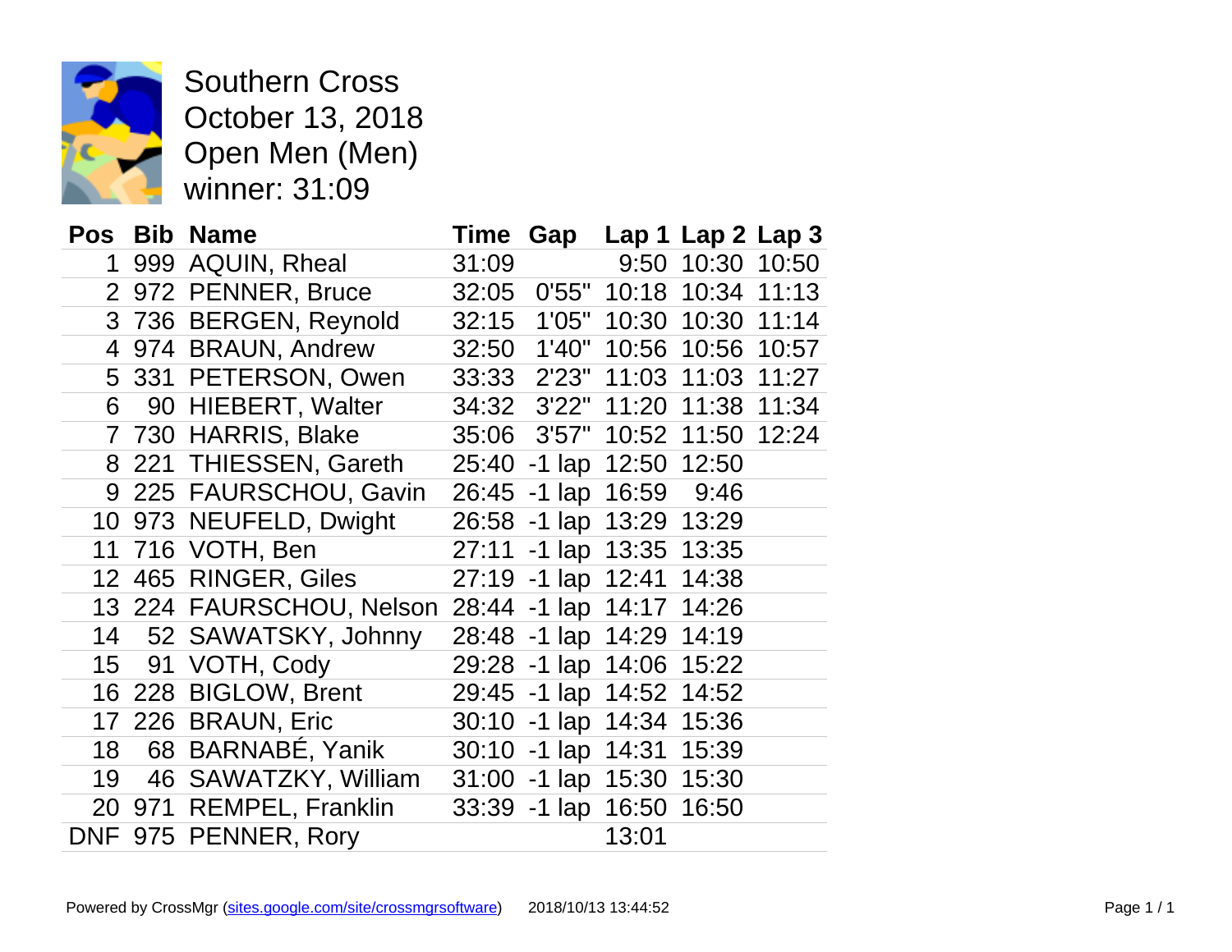# Southern Cross
October 13, 2018
Open Men (Men)
winner: 31:09

| Pos | Bib | Name | Time | Gap | Lap 1 | Lap 2 | Lap 3 |
|---|---|---|---|---|---|---|---|
| 1 | 999 | AQUIN, Rheal | 31:09 | | 9:50 | 10:30 | 10:50 |
| 2 | 972 | PENNER, Bruce | 32:05 | 0'55" | 10:18 | 10:34 | 11:13 |
| 3 | 736 | BERGEN, Reynold | 32:15 | 1'05" | 10:30 | 10:30 | 11:14 |
| 4 | 974 | BRAUN, Andrew | 32:50 | 1'40" | 10:56 | 10:56 | 10:57 |
| 5 | 331 | PETERSON, Owen | 33:33 | 2'23" | 11:03 | 11:03 | 11:27 |
| 6 | 90 | HIEBERT, Walter | 34:32 | 3'22" | 11:20 | 11:38 | 11:34 |
| 7 | 730 | HARRIS, Blake | 35:06 | 3'57" | 10:52 | 11:50 | 12:24 |
| 8 | 221 | THIESSEN, Gareth | 25:40 | -1 lap | 12:50 | 12:50 | |
| 9 | 225 | FAURSCHOU, Gavin | 26:45 | -1 lap | 16:59 | 9:46 | |
| 10 | 973 | NEUFELD, Dwight | 26:58 | -1 lap | 13:29 | 13:29 | |
| 11 | 716 | VOTH, Ben | 27:11 | -1 lap | 13:35 | 13:35 | |
| 12 | 465 | RINGER, Giles | 27:19 | -1 lap | 12:41 | 14:38 | |
| 13 | 224 | FAURSCHOU, Nelson | 28:44 | -1 lap | 14:17 | 14:26 | |
| 14 | 52 | SAWATSKY, Johnny | 28:48 | -1 lap | 14:29 | 14:19 | |
| 15 | 91 | VOTH, Cody | 29:28 | -1 lap | 14:06 | 15:22 | |
| 16 | 228 | BIGLOW, Brent | 29:45 | -1 lap | 14:52 | 14:52 | |
| 17 | 226 | BRAUN, Eric | 30:10 | -1 lap | 14:34 | 15:36 | |
| 18 | 68 | BARNABÉ, Yanik | 30:10 | -1 lap | 14:31 | 15:39 | |
| 19 | 46 | SAWATZKY, William | 31:00 | -1 lap | 15:30 | 15:30 | |
| 20 | 971 | REMPEL, Franklin | 33:39 | -1 lap | 16:50 | 16:50 | |
| DNF | 975 | PENNER, Rory | | | 13:01 | | |

Powered by CrossMgr (sites.google.com/site/crossmgrsoftware) 2018/10/13 13:44:52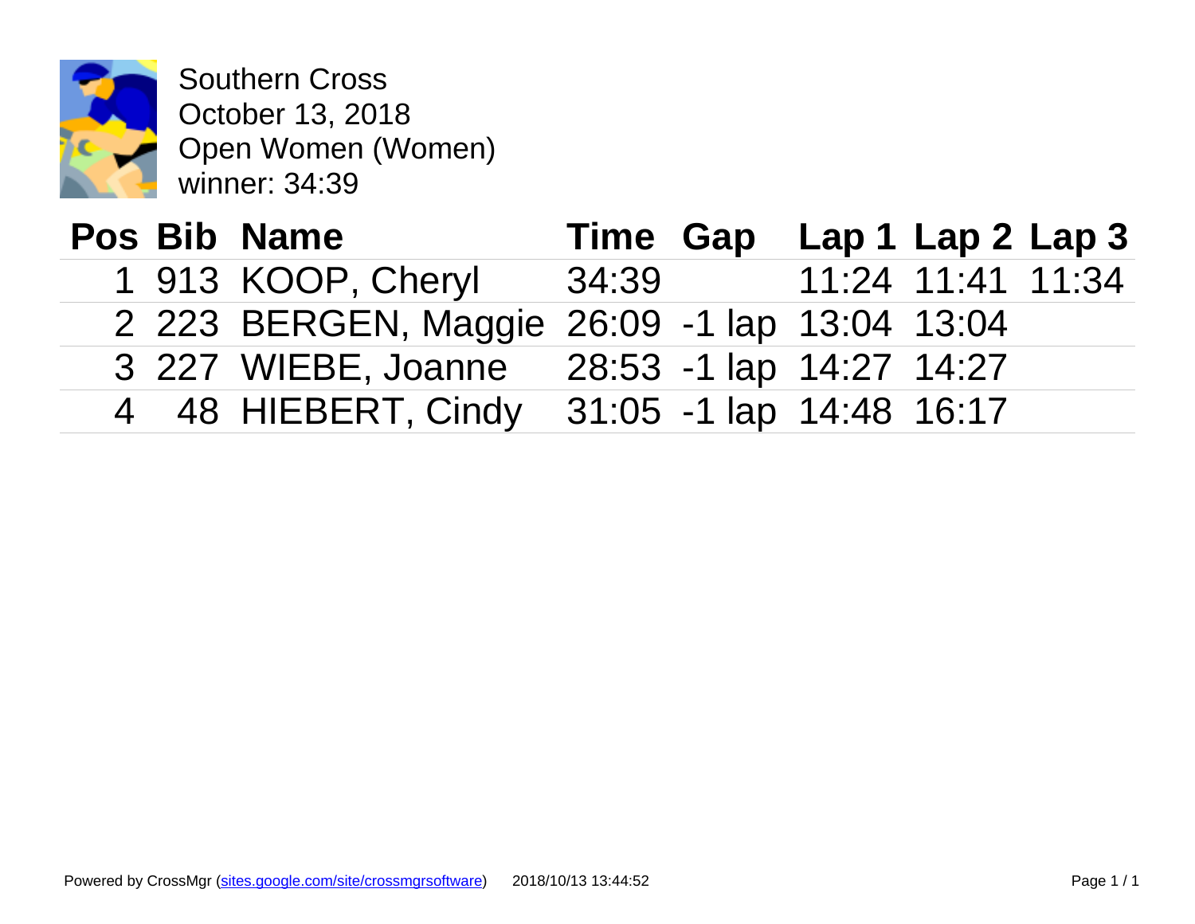Southern Cross
October 13, 2018
Open Women (Women)
winner: 34:39

| Pos | Bib | Name | Time | Gap | Lap 1 | Lap 2 | Lap 3 |
|---|---|---|---|---|---|---|---|
| 1 | 913 | KOOP, Cheryl | 34:39 | | 11:24 | 11:41 | 11:34 |
| 2 | 223 | BERGEN, Maggie | 26:09 | -1 lap | 13:04 | 13:04 | |
| 3 | 227 | WIEBE, Joanne | 28:53 | -1 lap | 14:27 | 14:27 | |
| 4 | 48 | HIEBERT, Cindy | 31:05 | -1 lap | 14:48 | 16:17 | |

Powered by CrossMgr (sites.google.com/site/crossmgrsoftware) 2018/10/13 13:44:52